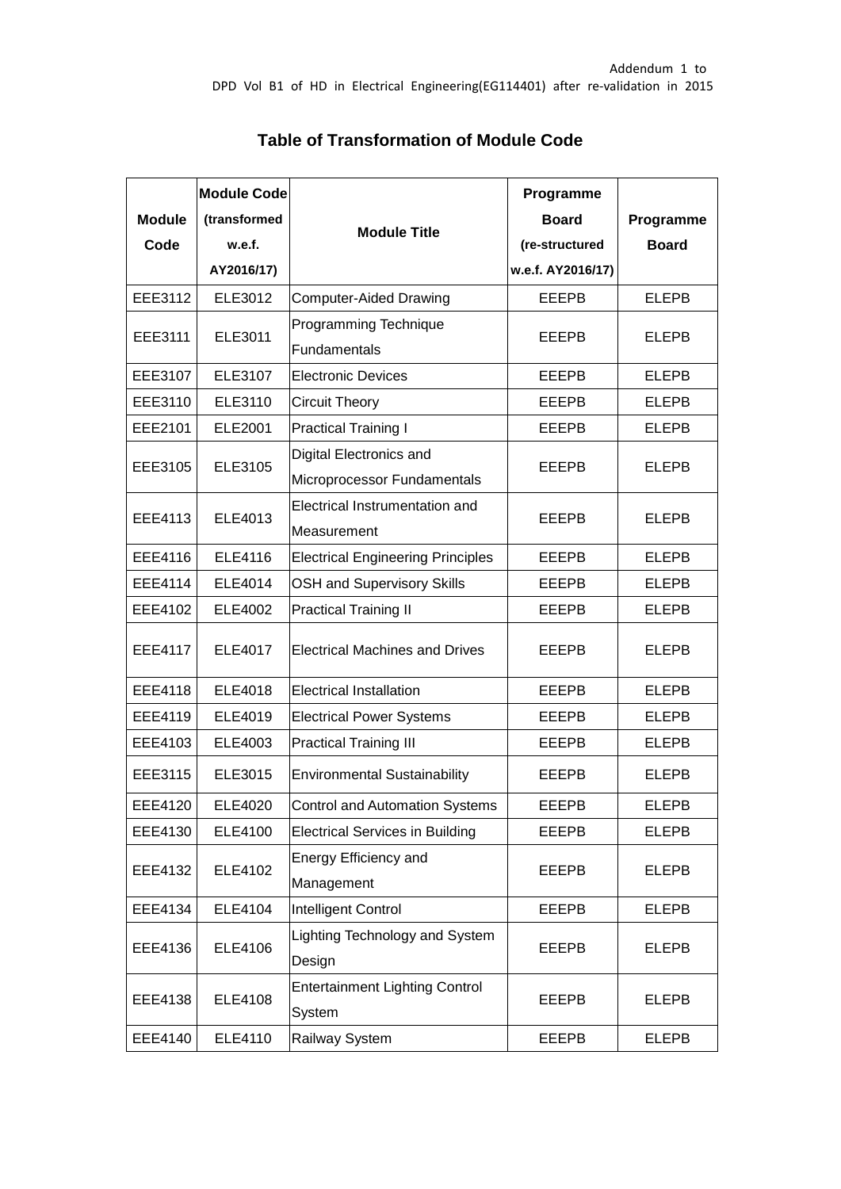Addendum 1 to
DPD Vol B1 of HD in Electrical Engineering(EG114401) after re-validation in 2015

## Table of Transformation of Module Code

| Module Code | Module Code (transformed w.e.f. AY2016/17) | Module Title | Programme Board (re-structured w.e.f. AY2016/17) | Programme Board |
|---|---|---|---|---|
| EEE3112 | ELE3012 | Computer-Aided Drawing | EEEPB | ELEPB |
| EEE3111 | ELE3011 | Programming Technique Fundamentals | EEEPB | ELEPB |
| EEE3107 | ELE3107 | Electronic Devices | EEEPB | ELEPB |
| EEE3110 | ELE3110 | Circuit Theory | EEEPB | ELEPB |
| EEE2101 | ELE2001 | Practical Training I | EEEPB | ELEPB |
| EEE3105 | ELE3105 | Digital Electronics and Microprocessor Fundamentals | EEEPB | ELEPB |
| EEE4113 | ELE4013 | Electrical Instrumentation and Measurement | EEEPB | ELEPB |
| EEE4116 | ELE4116 | Electrical Engineering Principles | EEEPB | ELEPB |
| EEE4114 | ELE4014 | OSH and Supervisory Skills | EEEPB | ELEPB |
| EEE4102 | ELE4002 | Practical Training II | EEEPB | ELEPB |
| EEE4117 | ELE4017 | Electrical Machines and Drives | EEEPB | ELEPB |
| EEE4118 | ELE4018 | Electrical Installation | EEEPB | ELEPB |
| EEE4119 | ELE4019 | Electrical Power Systems | EEEPB | ELEPB |
| EEE4103 | ELE4003 | Practical Training III | EEEPB | ELEPB |
| EEE3115 | ELE3015 | Environmental Sustainability | EEEPB | ELEPB |
| EEE4120 | ELE4020 | Control and Automation Systems | EEEPB | ELEPB |
| EEE4130 | ELE4100 | Electrical Services in Building | EEEPB | ELEPB |
| EEE4132 | ELE4102 | Energy Efficiency and Management | EEEPB | ELEPB |
| EEE4134 | ELE4104 | Intelligent Control | EEEPB | ELEPB |
| EEE4136 | ELE4106 | Lighting Technology and System Design | EEEPB | ELEPB |
| EEE4138 | ELE4108 | Entertainment Lighting Control System | EEEPB | ELEPB |
| EEE4140 | ELE4110 | Railway System | EEEPB | ELEPB |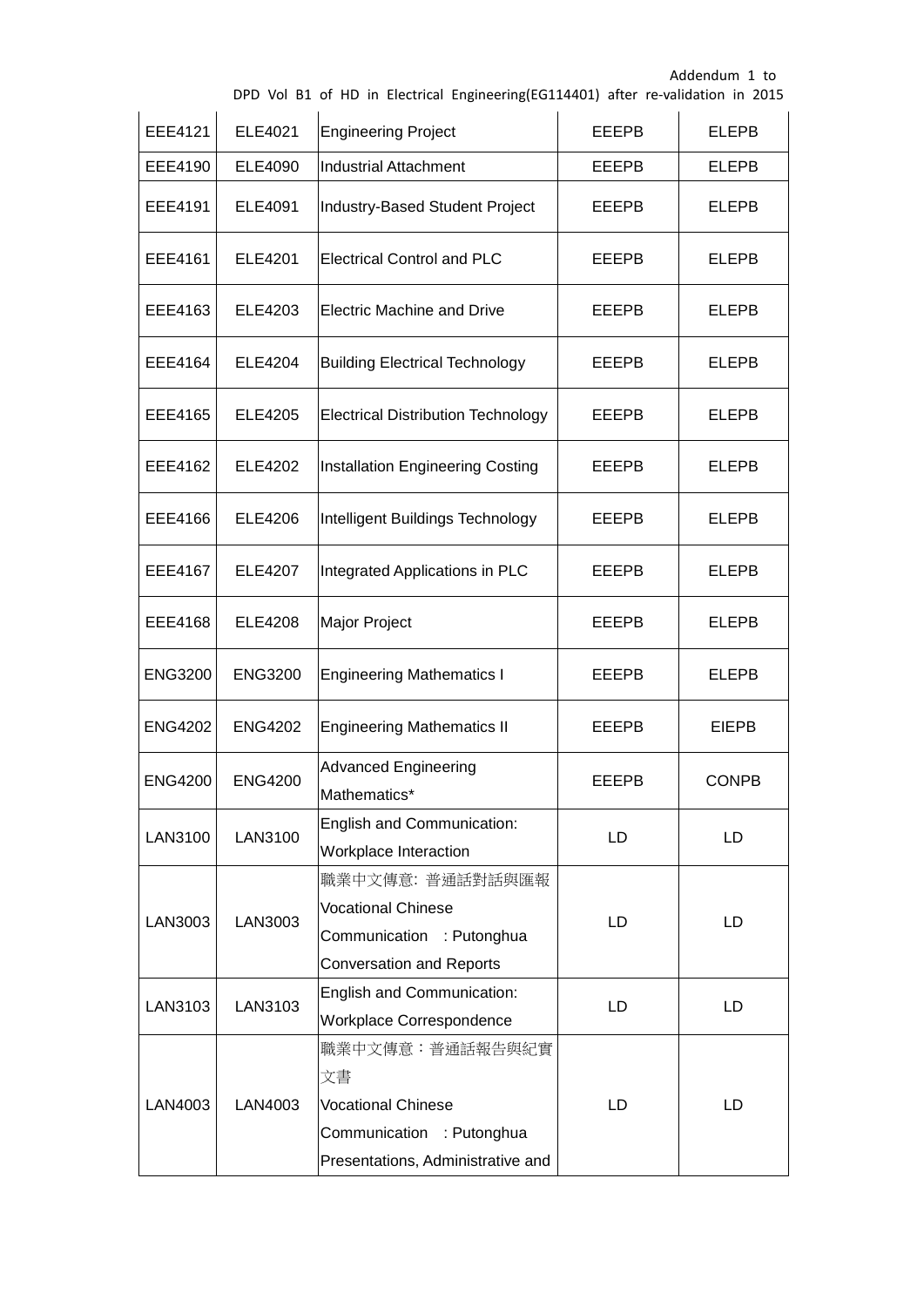| EEE4121 | ELE4021 | Engineering Project | EEEPB | ELEPB |
|---|---|---|---|---|
| EEE4190 | ELE4090 | Industrial Attachment | EEEPB | ELEPB |
| EEE4191 | ELE4091 | Industry-Based Student Project | EEEPB | ELEPB |
| EEE4161 | ELE4201 | Electrical Control and PLC | EEEPB | ELEPB |
| EEE4163 | ELE4203 | Electric Machine and Drive | EEEPB | ELEPB |
| EEE4164 | ELE4204 | Building Electrical Technology | EEEPB | ELEPB |
| EEE4165 | ELE4205 | Electrical Distribution Technology | EEEPB | ELEPB |
| EEE4162 | ELE4202 | Installation Engineering Costing | EEEPB | ELEPB |
| EEE4166 | ELE4206 | Intelligent Buildings Technology | EEEPB | ELEPB |
| EEE4167 | ELE4207 | Integrated Applications in PLC | EEEPB | ELEPB |
| EEE4168 | ELE4208 | Major Project | EEEPB | ELEPB |
| ENG3200 | ENG3200 | Engineering Mathematics I | EEEPB | ELEPB |
| ENG4202 | ENG4202 | Engineering Mathematics II | EEEPB | EIEPB |
| ENG4200 | ENG4200 | Advanced Engineering Mathematics* | EEEPB | CONPB |
| LAN3100 | LAN3100 | English and Communication: Workplace Interaction | LD | LD |
| LAN3003 | LAN3003 | 職業中文傳意: 普通話對話與匯報 Vocational Chinese Communication : Putonghua Conversation and Reports | LD | LD |
| LAN3103 | LAN3103 | English and Communication: Workplace Correspondence | LD | LD |
| LAN4003 | LAN4003 | 職業中文傳意：普通話報告與紀實文書 Vocational Chinese Communication : Putonghua Presentations, Administrative and | LD | LD |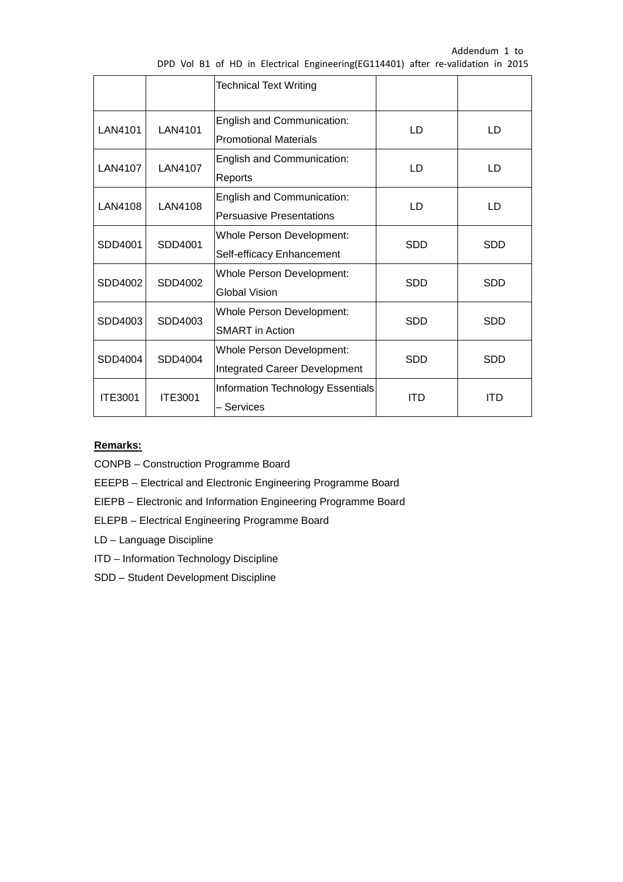| | | | | |
|---|---|---|---|---|
| | | Technical Text Writing | | |
| LAN4101 | LAN4101 | English and Communication: Promotional Materials | LD | LD |
| LAN4107 | LAN4107 | English and Communication: Reports | LD | LD |
| LAN4108 | LAN4108 | English and Communication: Persuasive Presentations | LD | LD |
| SDD4001 | SDD4001 | Whole Person Development: Self-efficacy Enhancement | SDD | SDD |
| SDD4002 | SDD4002 | Whole Person Development: Global Vision | SDD | SDD |
| SDD4003 | SDD4003 | Whole Person Development: SMART in Action | SDD | SDD |
| SDD4004 | SDD4004 | Whole Person Development: Integrated Career Development | SDD | SDD |
| ITE3001 | ITE3001 | Information Technology Essentials – Services | ITD | ITD |

**Remarks:**

CONPB – Construction Programme Board

EEEPB – Electrical and Electronic Engineering Programme Board

EIEPB – Electronic and Information Engineering Programme Board

ELEPB – Electrical Engineering Programme Board

LD – Language Discipline

ITD – Information Technology Discipline

SDD – Student Development Discipline